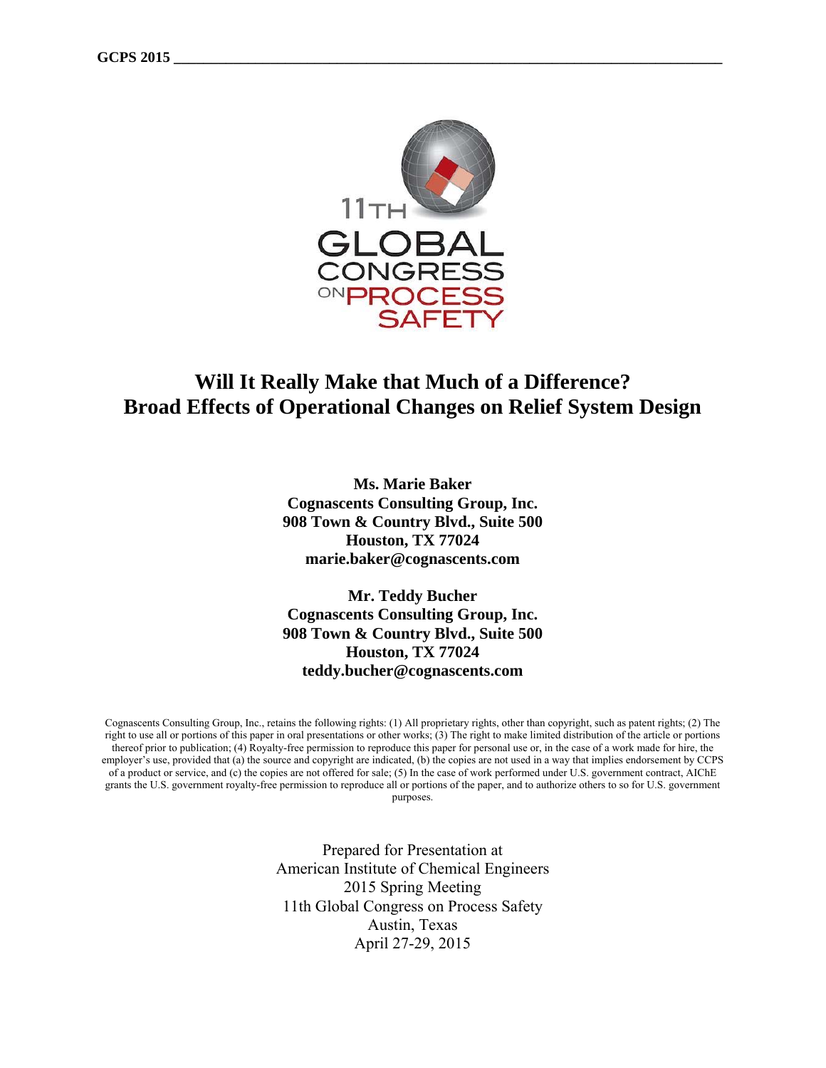# Will It Really Make that Much of a Difference?
# Broad Effects of Operational Changes on Relief System Design

**Ms. Marie Baker**
**Cognascents Consulting Group, Inc.**
**908 Town & Country Blvd., Suite 500**
**Houston, TX 77024**
**marie.baker@cognascents.com**

**Mr. Teddy Bucher**
**Cognascents Consulting Group, Inc.**
**908 Town & Country Blvd., Suite 500**
**Houston, TX 77024**
**teddy.bucher@cognascents.com**

Cognascents Consulting Group, Inc., retains the following rights: (1) All proprietary rights, other than copyright, such as patent rights; (2) The right to use all or portions of this paper in oral presentations or other works; (3) The right to make limited distribution of the article or portions thereof prior to publication; (4) Royalty-free permission to reproduce this paper for personal use or, in the case of a work made for hire, the employer's use, provided that (a) the source and copyright are indicated, (b) the copies are not used in a way that implies endorsement by CCPS of a product or service, and (c) the copies are not offered for sale; (5) In the case of work performed under U.S. government contract, AIChE grants the U.S. government royalty-free permission to reproduce all or portions of the paper, and to authorize others to so for U.S. government purposes.

Prepared for Presentation at
American Institute of Chemical Engineers
2015 Spring Meeting
11th Global Congress on Process Safety
Austin, Texas
April 27-29, 2015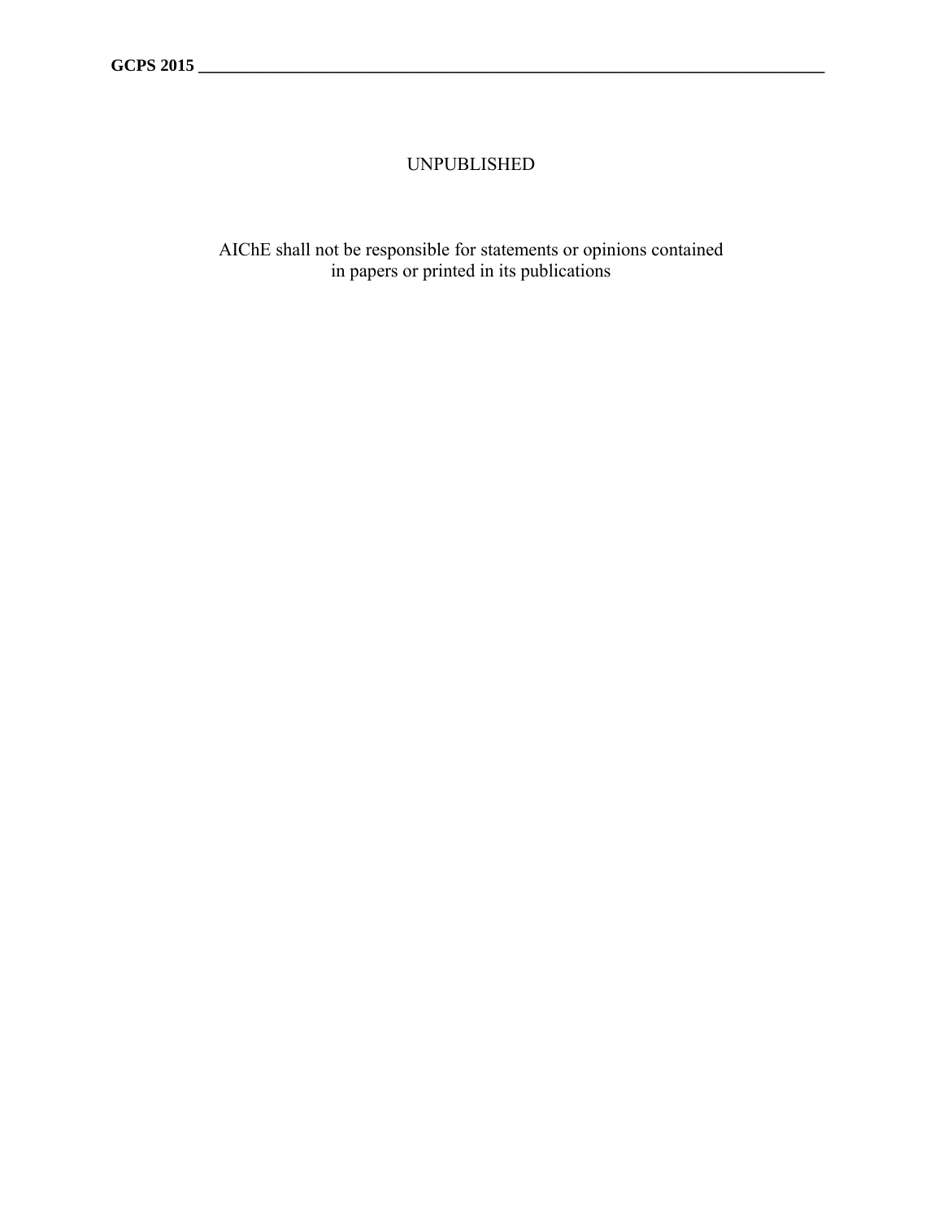UNPUBLISHED

AIChE shall not be responsible for statements or opinions contained in papers or printed in its publications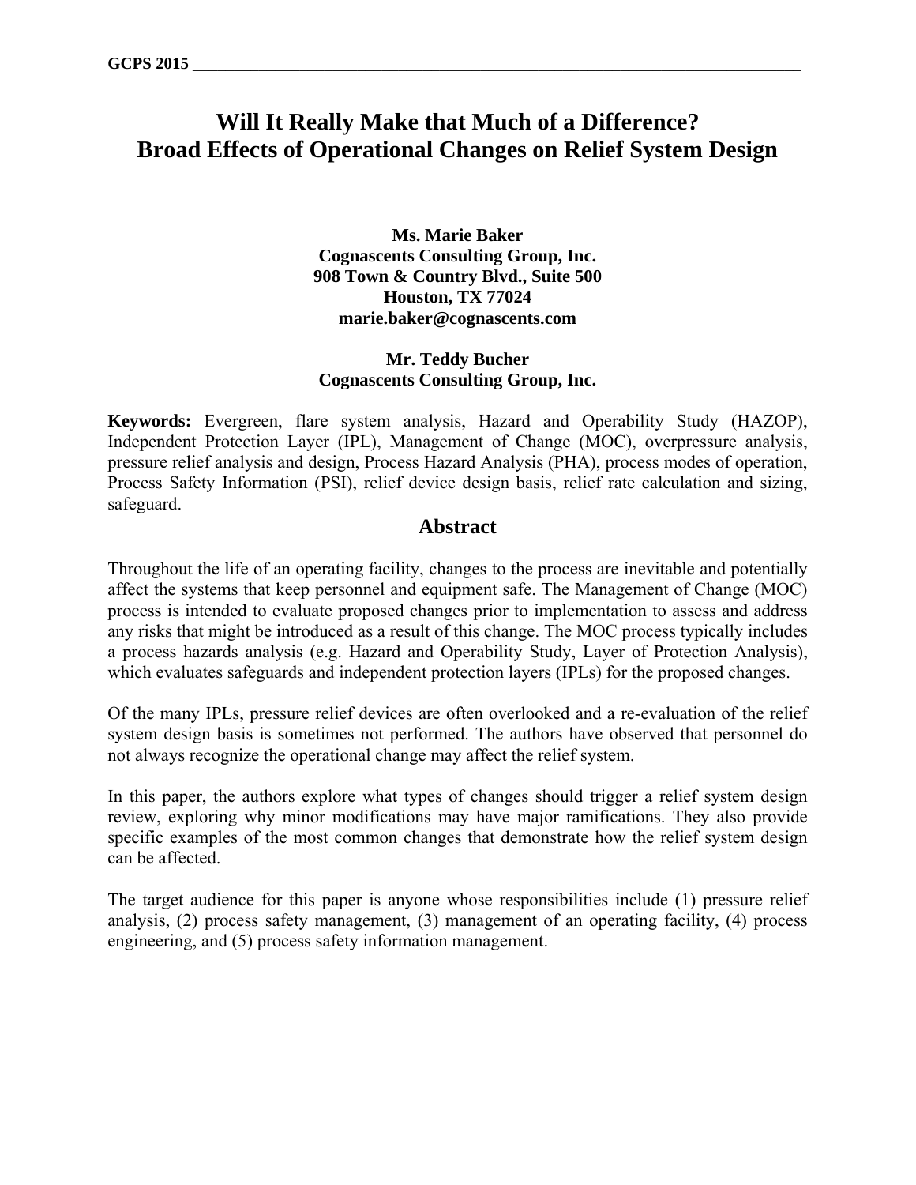# Will It Really Make that Much of a Difference? Broad Effects of Operational Changes on Relief System Design

**Ms. Marie Baker**
**Cognascents Consulting Group, Inc.**
**908 Town & Country Blvd., Suite 500**
**Houston, TX 77024**
**marie.baker@cognascents.com**

**Mr. Teddy Bucher**
**Cognascents Consulting Group, Inc.**

**Keywords:** Evergreen, flare system analysis, Hazard and Operability Study (HAZOP), Independent Protection Layer (IPL), Management of Change (MOC), overpressure analysis, pressure relief analysis and design, Process Hazard Analysis (PHA), process modes of operation, Process Safety Information (PSI), relief device design basis, relief rate calculation and sizing, safeguard.

## Abstract

Throughout the life of an operating facility, changes to the process are inevitable and potentially affect the systems that keep personnel and equipment safe. The Management of Change (MOC) process is intended to evaluate proposed changes prior to implementation to assess and address any risks that might be introduced as a result of this change. The MOC process typically includes a process hazards analysis (e.g. Hazard and Operability Study, Layer of Protection Analysis), which evaluates safeguards and independent protection layers (IPLs) for the proposed changes.

Of the many IPLs, pressure relief devices are often overlooked and a re-evaluation of the relief system design basis is sometimes not performed. The authors have observed that personnel do not always recognize the operational change may affect the relief system.

In this paper, the authors explore what types of changes should trigger a relief system design review, exploring why minor modifications may have major ramifications. They also provide specific examples of the most common changes that demonstrate how the relief system design can be affected.

The target audience for this paper is anyone whose responsibilities include (1) pressure relief analysis, (2) process safety management, (3) management of an operating facility, (4) process engineering, and (5) process safety information management.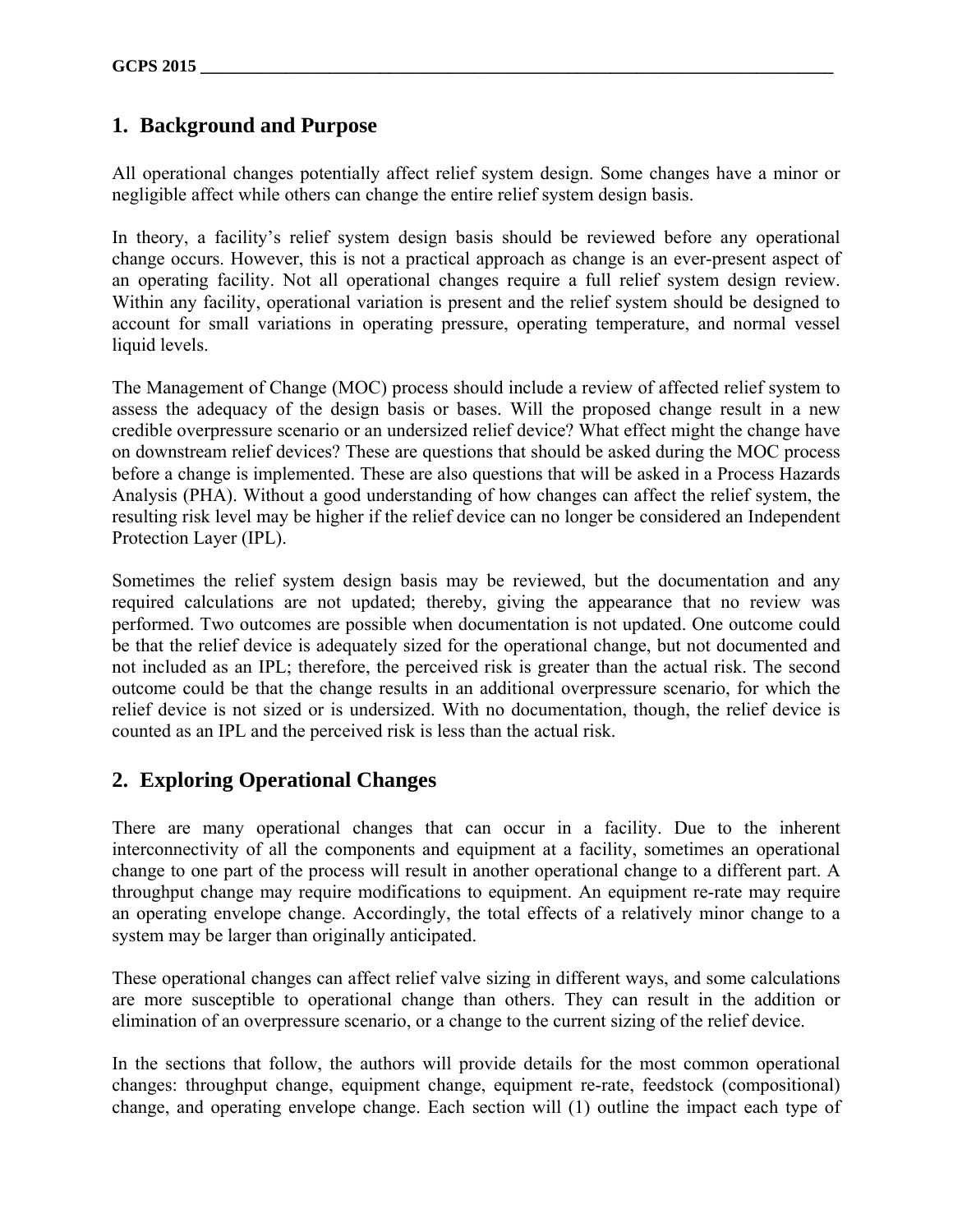## 1. Background and Purpose

All operational changes potentially affect relief system design. Some changes have a minor or negligible affect while others can change the entire relief system design basis.

In theory, a facility's relief system design basis should be reviewed before any operational change occurs. However, this is not a practical approach as change is an ever-present aspect of an operating facility. Not all operational changes require a full relief system design review. Within any facility, operational variation is present and the relief system should be designed to account for small variations in operating pressure, operating temperature, and normal vessel liquid levels.

The Management of Change (MOC) process should include a review of affected relief system to assess the adequacy of the design basis or bases. Will the proposed change result in a new credible overpressure scenario or an undersized relief device? What effect might the change have on downstream relief devices? These are questions that should be asked during the MOC process before a change is implemented. These are also questions that will be asked in a Process Hazards Analysis (PHA). Without a good understanding of how changes can affect the relief system, the resulting risk level may be higher if the relief device can no longer be considered an Independent Protection Layer (IPL).

Sometimes the relief system design basis may be reviewed, but the documentation and any required calculations are not updated; thereby, giving the appearance that no review was performed. Two outcomes are possible when documentation is not updated. One outcome could be that the relief device is adequately sized for the operational change, but not documented and not included as an IPL; therefore, the perceived risk is greater than the actual risk. The second outcome could be that the change results in an additional overpressure scenario, for which the relief device is not sized or is undersized. With no documentation, though, the relief device is counted as an IPL and the perceived risk is less than the actual risk.

## 2. Exploring Operational Changes

There are many operational changes that can occur in a facility. Due to the inherent interconnectivity of all the components and equipment at a facility, sometimes an operational change to one part of the process will result in another operational change to a different part. A throughput change may require modifications to equipment. An equipment re-rate may require an operating envelope change. Accordingly, the total effects of a relatively minor change to a system may be larger than originally anticipated.

These operational changes can affect relief valve sizing in different ways, and some calculations are more susceptible to operational change than others. They can result in the addition or elimination of an overpressure scenario, or a change to the current sizing of the relief device.

In the sections that follow, the authors will provide details for the most common operational changes: throughput change, equipment change, equipment re-rate, feedstock (compositional) change, and operating envelope change. Each section will (1) outline the impact each type of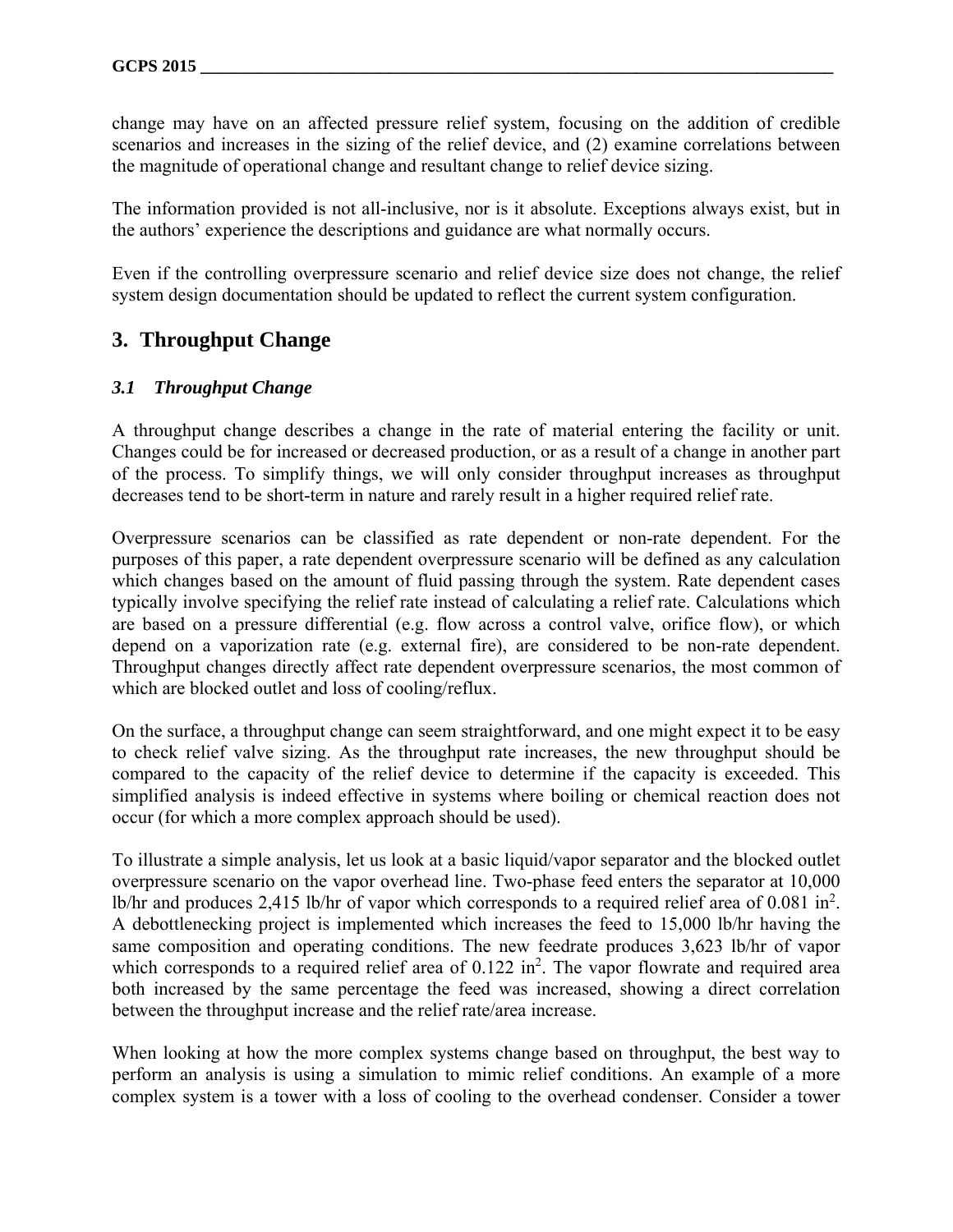change may have on an affected pressure relief system, focusing on the addition of credible scenarios and increases in the sizing of the relief device, and (2) examine correlations between the magnitude of operational change and resultant change to relief device sizing.

The information provided is not all-inclusive, nor is it absolute. Exceptions always exist, but in the authors' experience the descriptions and guidance are what normally occurs.

Even if the controlling overpressure scenario and relief device size does not change, the relief system design documentation should be updated to reflect the current system configuration.

## 3. Throughput Change

### *3.1 Throughput Change*

A throughput change describes a change in the rate of material entering the facility or unit. Changes could be for increased or decreased production, or as a result of a change in another part of the process. To simplify things, we will only consider throughput increases as throughput decreases tend to be short-term in nature and rarely result in a higher required relief rate.

Overpressure scenarios can be classified as rate dependent or non-rate dependent. For the purposes of this paper, a rate dependent overpressure scenario will be defined as any calculation which changes based on the amount of fluid passing through the system. Rate dependent cases typically involve specifying the relief rate instead of calculating a relief rate. Calculations which are based on a pressure differential (e.g. flow across a control valve, orifice flow), or which depend on a vaporization rate (e.g. external fire), are considered to be non-rate dependent. Throughput changes directly affect rate dependent overpressure scenarios, the most common of which are blocked outlet and loss of cooling/reflux.

On the surface, a throughput change can seem straightforward, and one might expect it to be easy to check relief valve sizing. As the throughput rate increases, the new throughput should be compared to the capacity of the relief device to determine if the capacity is exceeded. This simplified analysis is indeed effective in systems where boiling or chemical reaction does not occur (for which a more complex approach should be used).

To illustrate a simple analysis, let us look at a basic liquid/vapor separator and the blocked outlet overpressure scenario on the vapor overhead line. Two-phase feed enters the separator at 10,000 lb/hr and produces 2,415 lb/hr of vapor which corresponds to a required relief area of 0.081 in$^2$. A debottlenecking project is implemented which increases the feed to 15,000 lb/hr having the same composition and operating conditions. The new feedrate produces 3,623 lb/hr of vapor which corresponds to a required relief area of 0.122 in$^2$. The vapor flowrate and required area both increased by the same percentage the feed was increased, showing a direct correlation between the throughput increase and the relief rate/area increase.

When looking at how the more complex systems change based on throughput, the best way to perform an analysis is using a simulation to mimic relief conditions. An example of a more complex system is a tower with a loss of cooling to the overhead condenser. Consider a tower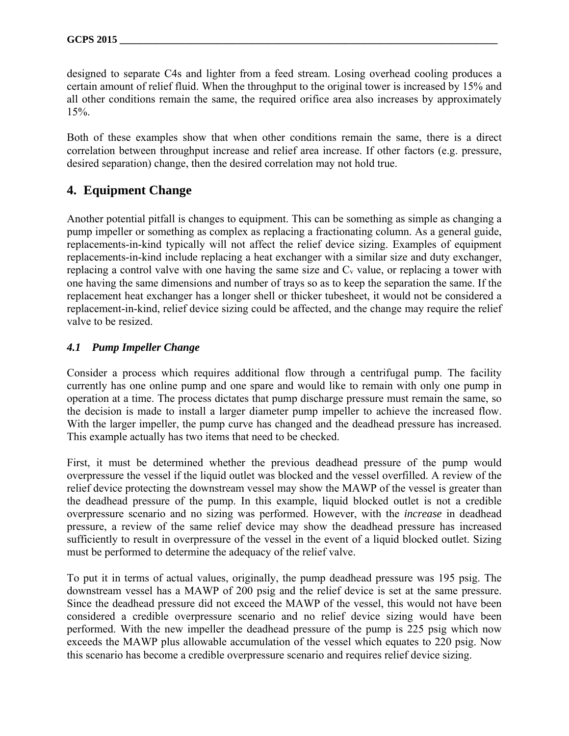designed to separate C4s and lighter from a feed stream. Losing overhead cooling produces a certain amount of relief fluid. When the throughput to the original tower is increased by 15% and all other conditions remain the same, the required orifice area also increases by approximately 15%.

Both of these examples show that when other conditions remain the same, there is a direct correlation between throughput increase and relief area increase. If other factors (e.g. pressure, desired separation) change, then the desired correlation may not hold true.

## 4. Equipment Change

Another potential pitfall is changes to equipment. This can be something as simple as changing a pump impeller or something as complex as replacing a fractionating column. As a general guide, replacements-in-kind typically will not affect the relief device sizing. Examples of equipment replacements-in-kind include replacing a heat exchanger with a similar size and duty exchanger, replacing a control valve with one having the same size and $C_v$ value, or replacing a tower with one having the same dimensions and number of trays so as to keep the separation the same. If the replacement heat exchanger has a longer shell or thicker tubesheet, it would not be considered a replacement-in-kind, relief device sizing could be affected, and the change may require the relief valve to be resized.

### *4.1 Pump Impeller Change*

Consider a process which requires additional flow through a centrifugal pump. The facility currently has one online pump and one spare and would like to remain with only one pump in operation at a time. The process dictates that pump discharge pressure must remain the same, so the decision is made to install a larger diameter pump impeller to achieve the increased flow. With the larger impeller, the pump curve has changed and the deadhead pressure has increased. This example actually has two items that need to be checked.

First, it must be determined whether the previous deadhead pressure of the pump would overpressure the vessel if the liquid outlet was blocked and the vessel overfilled. A review of the relief device protecting the downstream vessel may show the MAWP of the vessel is greater than the deadhead pressure of the pump. In this example, liquid blocked outlet is not a credible overpressure scenario and no sizing was performed. However, with the *increase* in deadhead pressure, a review of the same relief device may show the deadhead pressure has increased sufficiently to result in overpressure of the vessel in the event of a liquid blocked outlet. Sizing must be performed to determine the adequacy of the relief valve.

To put it in terms of actual values, originally, the pump deadhead pressure was 195 psig. The downstream vessel has a MAWP of 200 psig and the relief device is set at the same pressure. Since the deadhead pressure did not exceed the MAWP of the vessel, this would not have been considered a credible overpressure scenario and no relief device sizing would have been performed. With the new impeller the deadhead pressure of the pump is 225 psig which now exceeds the MAWP plus allowable accumulation of the vessel which equates to 220 psig. Now this scenario has become a credible overpressure scenario and requires relief device sizing.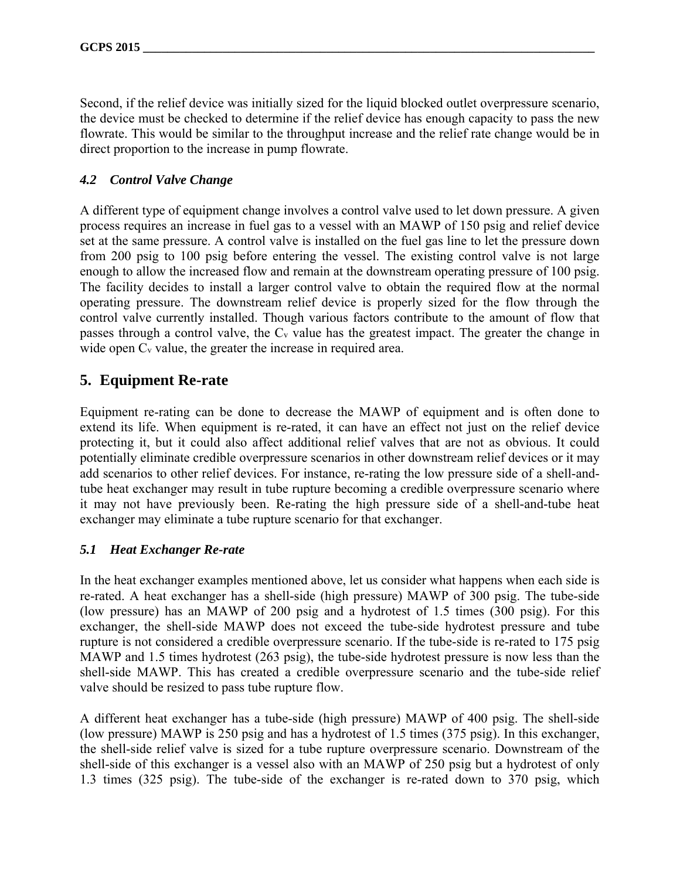Second, if the relief device was initially sized for the liquid blocked outlet overpressure scenario, the device must be checked to determine if the relief device has enough capacity to pass the new flowrate. This would be similar to the throughput increase and the relief rate change would be in direct proportion to the increase in pump flowrate.

### *4.2 Control Valve Change*

A different type of equipment change involves a control valve used to let down pressure. A given process requires an increase in fuel gas to a vessel with an MAWP of 150 psig and relief device set at the same pressure. A control valve is installed on the fuel gas line to let the pressure down from 200 psig to 100 psig before entering the vessel. The existing control valve is not large enough to allow the increased flow and remain at the downstream operating pressure of 100 psig. The facility decides to install a larger control valve to obtain the required flow at the normal operating pressure. The downstream relief device is properly sized for the flow through the control valve currently installed. Though various factors contribute to the amount of flow that passes through a control valve, the $C_v$ value has the greatest impact. The greater the change in wide open $C_v$ value, the greater the increase in required area.

## 5. Equipment Re-rate

Equipment re-rating can be done to decrease the MAWP of equipment and is often done to extend its life. When equipment is re-rated, it can have an effect not just on the relief device protecting it, but it could also affect additional relief valves that are not as obvious. It could potentially eliminate credible overpressure scenarios in other downstream relief devices or it may add scenarios to other relief devices. For instance, re-rating the low pressure side of a shell-and-tube heat exchanger may result in tube rupture becoming a credible overpressure scenario where it may not have previously been. Re-rating the high pressure side of a shell-and-tube heat exchanger may eliminate a tube rupture scenario for that exchanger.

### *5.1 Heat Exchanger Re-rate*

In the heat exchanger examples mentioned above, let us consider what happens when each side is re-rated. A heat exchanger has a shell-side (high pressure) MAWP of 300 psig. The tube-side (low pressure) has an MAWP of 200 psig and a hydrotest of 1.5 times (300 psig). For this exchanger, the shell-side MAWP does not exceed the tube-side hydrotest pressure and tube rupture is not considered a credible overpressure scenario. If the tube-side is re-rated to 175 psig MAWP and 1.5 times hydrotest (263 psig), the tube-side hydrotest pressure is now less than the shell-side MAWP. This has created a credible overpressure scenario and the tube-side relief valve should be resized to pass tube rupture flow.

A different heat exchanger has a tube-side (high pressure) MAWP of 400 psig. The shell-side (low pressure) MAWP is 250 psig and has a hydrotest of 1.5 times (375 psig). In this exchanger, the shell-side relief valve is sized for a tube rupture overpressure scenario. Downstream of the shell-side of this exchanger is a vessel also with an MAWP of 250 psig but a hydrotest of only 1.3 times (325 psig). The tube-side of the exchanger is re-rated down to 370 psig, which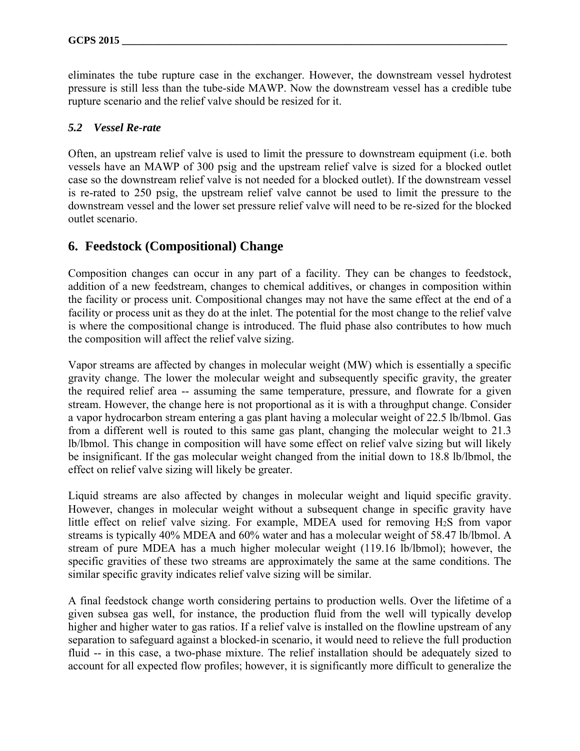eliminates the tube rupture case in the exchanger. However, the downstream vessel hydrotest pressure is still less than the tube-side MAWP. Now the downstream vessel has a credible tube rupture scenario and the relief valve should be resized for it.

### *5.2 Vessel Re-rate*

Often, an upstream relief valve is used to limit the pressure to downstream equipment (i.e. both vessels have an MAWP of 300 psig and the upstream relief valve is sized for a blocked outlet case so the downstream relief valve is not needed for a blocked outlet). If the downstream vessel is re-rated to 250 psig, the upstream relief valve cannot be used to limit the pressure to the downstream vessel and the lower set pressure relief valve will need to be re-sized for the blocked outlet scenario.

## 6. Feedstock (Compositional) Change

Composition changes can occur in any part of a facility. They can be changes to feedstock, addition of a new feedstream, changes to chemical additives, or changes in composition within the facility or process unit. Compositional changes may not have the same effect at the end of a facility or process unit as they do at the inlet. The potential for the most change to the relief valve is where the compositional change is introduced. The fluid phase also contributes to how much the composition will affect the relief valve sizing.

Vapor streams are affected by changes in molecular weight (MW) which is essentially a specific gravity change. The lower the molecular weight and subsequently specific gravity, the greater the required relief area -- assuming the same temperature, pressure, and flowrate for a given stream. However, the change here is not proportional as it is with a throughput change. Consider a vapor hydrocarbon stream entering a gas plant having a molecular weight of 22.5 lb/lbmol. Gas from a different well is routed to this same gas plant, changing the molecular weight to 21.3 lb/lbmol. This change in composition will have some effect on relief valve sizing but will likely be insignificant. If the gas molecular weight changed from the initial down to 18.8 lb/lbmol, the effect on relief valve sizing will likely be greater.

Liquid streams are also affected by changes in molecular weight and liquid specific gravity. However, changes in molecular weight without a subsequent change in specific gravity have little effect on relief valve sizing. For example, MDEA used for removing $H_2S$ from vapor streams is typically 40% MDEA and 60% water and has a molecular weight of 58.47 lb/lbmol. A stream of pure MDEA has a much higher molecular weight (119.16 lb/lbmol); however, the specific gravities of these two streams are approximately the same at the same conditions. The similar specific gravity indicates relief valve sizing will be similar.

A final feedstock change worth considering pertains to production wells. Over the lifetime of a given subsea gas well, for instance, the production fluid from the well will typically develop higher and higher water to gas ratios. If a relief valve is installed on the flowline upstream of any separation to safeguard against a blocked-in scenario, it would need to relieve the full production fluid -- in this case, a two-phase mixture. The relief installation should be adequately sized to account for all expected flow profiles; however, it is significantly more difficult to generalize the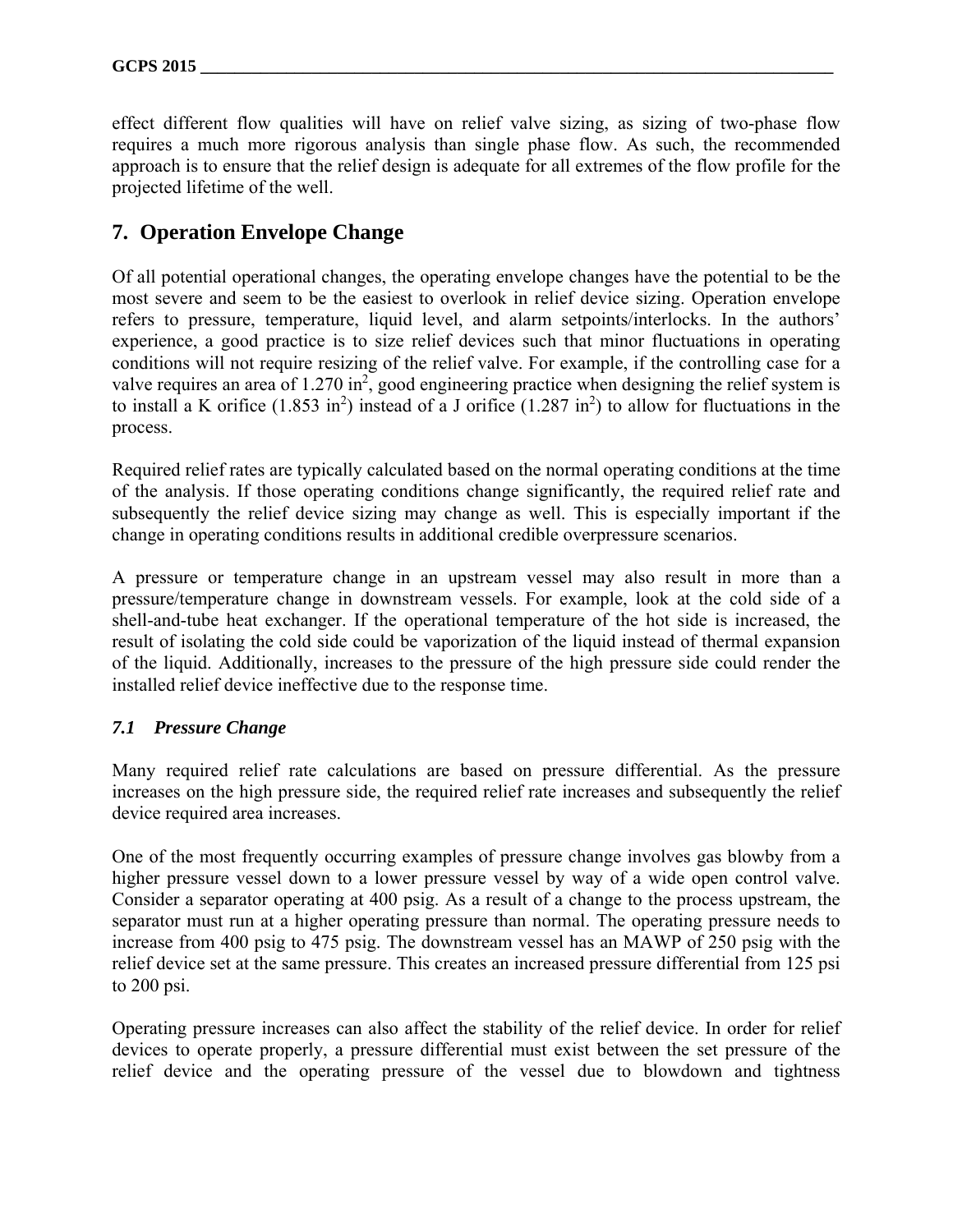effect different flow qualities will have on relief valve sizing, as sizing of two-phase flow requires a much more rigorous analysis than single phase flow. As such, the recommended approach is to ensure that the relief design is adequate for all extremes of the flow profile for the projected lifetime of the well.

## 7. Operation Envelope Change

Of all potential operational changes, the operating envelope changes have the potential to be the most severe and seem to be the easiest to overlook in relief device sizing. Operation envelope refers to pressure, temperature, liquid level, and alarm setpoints/interlocks. In the authors' experience, a good practice is to size relief devices such that minor fluctuations in operating conditions will not require resizing of the relief valve. For example, if the controlling case for a valve requires an area of 1.270 $in^2$, good engineering practice when designing the relief system is to install a K orifice (1.853 $in^2$) instead of a J orifice (1.287 $in^2$) to allow for fluctuations in the process.

Required relief rates are typically calculated based on the normal operating conditions at the time of the analysis. If those operating conditions change significantly, the required relief rate and subsequently the relief device sizing may change as well. This is especially important if the change in operating conditions results in additional credible overpressure scenarios.

A pressure or temperature change in an upstream vessel may also result in more than a pressure/temperature change in downstream vessels. For example, look at the cold side of a shell-and-tube heat exchanger. If the operational temperature of the hot side is increased, the result of isolating the cold side could be vaporization of the liquid instead of thermal expansion of the liquid. Additionally, increases to the pressure of the high pressure side could render the installed relief device ineffective due to the response time.

### *7.1 Pressure Change*

Many required relief rate calculations are based on pressure differential. As the pressure increases on the high pressure side, the required relief rate increases and subsequently the relief device required area increases.

One of the most frequently occurring examples of pressure change involves gas blowby from a higher pressure vessel down to a lower pressure vessel by way of a wide open control valve. Consider a separator operating at 400 psig. As a result of a change to the process upstream, the separator must run at a higher operating pressure than normal. The operating pressure needs to increase from 400 psig to 475 psig. The downstream vessel has an MAWP of 250 psig with the relief device set at the same pressure. This creates an increased pressure differential from 125 psi to 200 psi.

Operating pressure increases can also affect the stability of the relief device. In order for relief devices to operate properly, a pressure differential must exist between the set pressure of the relief device and the operating pressure of the vessel due to blowdown and tightness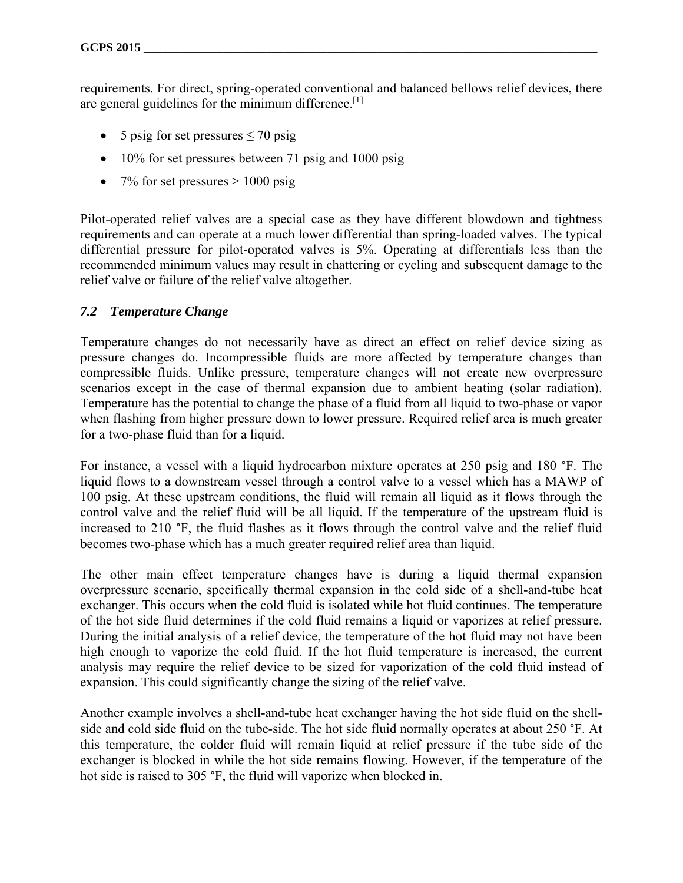requirements. For direct, spring-operated conventional and balanced bellows relief devices, there are general guidelines for the minimum difference.[1]

- 5 psig for set pressures ≤ 70 psig
- 10% for set pressures between 71 psig and 1000 psig
- 7% for set pressures > 1000 psig

Pilot-operated relief valves are a special case as they have different blowdown and tightness requirements and can operate at a much lower differential than spring-loaded valves. The typical differential pressure for pilot-operated valves is 5%. Operating at differentials less than the recommended minimum values may result in chattering or cycling and subsequent damage to the relief valve or failure of the relief valve altogether.

### *7.2 Temperature Change*

Temperature changes do not necessarily have as direct an effect on relief device sizing as pressure changes do. Incompressible fluids are more affected by temperature changes than compressible fluids. Unlike pressure, temperature changes will not create new overpressure scenarios except in the case of thermal expansion due to ambient heating (solar radiation). Temperature has the potential to change the phase of a fluid from all liquid to two-phase or vapor when flashing from higher pressure down to lower pressure. Required relief area is much greater for a two-phase fluid than for a liquid.

For instance, a vessel with a liquid hydrocarbon mixture operates at 250 psig and 180 °F. The liquid flows to a downstream vessel through a control valve to a vessel which has a MAWP of 100 psig. At these upstream conditions, the fluid will remain all liquid as it flows through the control valve and the relief fluid will be all liquid. If the temperature of the upstream fluid is increased to 210 °F, the fluid flashes as it flows through the control valve and the relief fluid becomes two-phase which has a much greater required relief area than liquid.

The other main effect temperature changes have is during a liquid thermal expansion overpressure scenario, specifically thermal expansion in the cold side of a shell-and-tube heat exchanger. This occurs when the cold fluid is isolated while hot fluid continues. The temperature of the hot side fluid determines if the cold fluid remains a liquid or vaporizes at relief pressure. During the initial analysis of a relief device, the temperature of the hot fluid may not have been high enough to vaporize the cold fluid. If the hot fluid temperature is increased, the current analysis may require the relief device to be sized for vaporization of the cold fluid instead of expansion. This could significantly change the sizing of the relief valve.

Another example involves a shell-and-tube heat exchanger having the hot side fluid on the shell-side and cold side fluid on the tube-side. The hot side fluid normally operates at about 250 °F. At this temperature, the colder fluid will remain liquid at relief pressure if the tube side of the exchanger is blocked in while the hot side remains flowing. However, if the temperature of the hot side is raised to 305 °F, the fluid will vaporize when blocked in.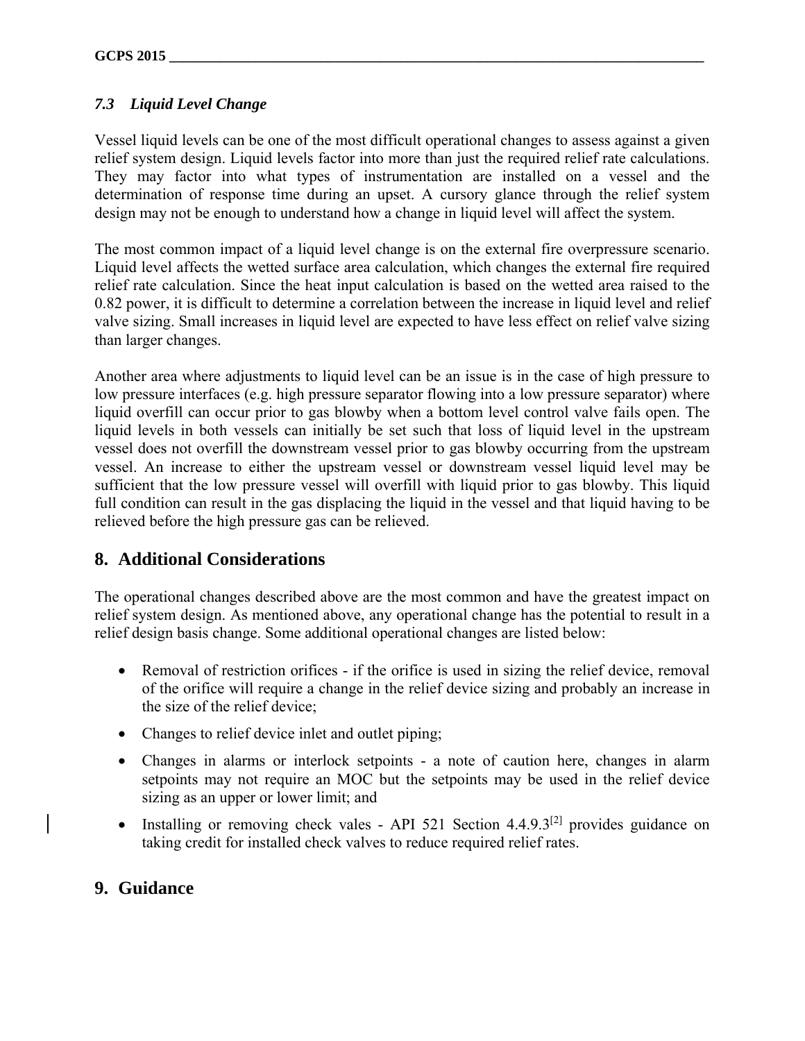### *7.3 Liquid Level Change*

Vessel liquid levels can be one of the most difficult operational changes to assess against a given relief system design. Liquid levels factor into more than just the required relief rate calculations. They may factor into what types of instrumentation are installed on a vessel and the determination of response time during an upset. A cursory glance through the relief system design may not be enough to understand how a change in liquid level will affect the system.

The most common impact of a liquid level change is on the external fire overpressure scenario. Liquid level affects the wetted surface area calculation, which changes the external fire required relief rate calculation. Since the heat input calculation is based on the wetted area raised to the 0.82 power, it is difficult to determine a correlation between the increase in liquid level and relief valve sizing. Small increases in liquid level are expected to have less effect on relief valve sizing than larger changes.

Another area where adjustments to liquid level can be an issue is in the case of high pressure to low pressure interfaces (e.g. high pressure separator flowing into a low pressure separator) where liquid overfill can occur prior to gas blowby when a bottom level control valve fails open. The liquid levels in both vessels can initially be set such that loss of liquid level in the upstream vessel does not overfill the downstream vessel prior to gas blowby occurring from the upstream vessel. An increase to either the upstream vessel or downstream vessel liquid level may be sufficient that the low pressure vessel will overfill with liquid prior to gas blowby. This liquid full condition can result in the gas displacing the liquid in the vessel and that liquid having to be relieved before the high pressure gas can be relieved.

## 8. Additional Considerations

The operational changes described above are the most common and have the greatest impact on relief system design. As mentioned above, any operational change has the potential to result in a relief design basis change. Some additional operational changes are listed below:

- Removal of restriction orifices - if the orifice is used in sizing the relief device, removal of the orifice will require a change in the relief device sizing and probably an increase in the size of the relief device;
- Changes to relief device inlet and outlet piping;
- Changes in alarms or interlock setpoints - a note of caution here, changes in alarm setpoints may not require an MOC but the setpoints may be used in the relief device sizing as an upper or lower limit; and
- Installing or removing check vales - API 521 Section 4.4.9.3[2] provides guidance on taking credit for installed check valves to reduce required relief rates.

## 9. Guidance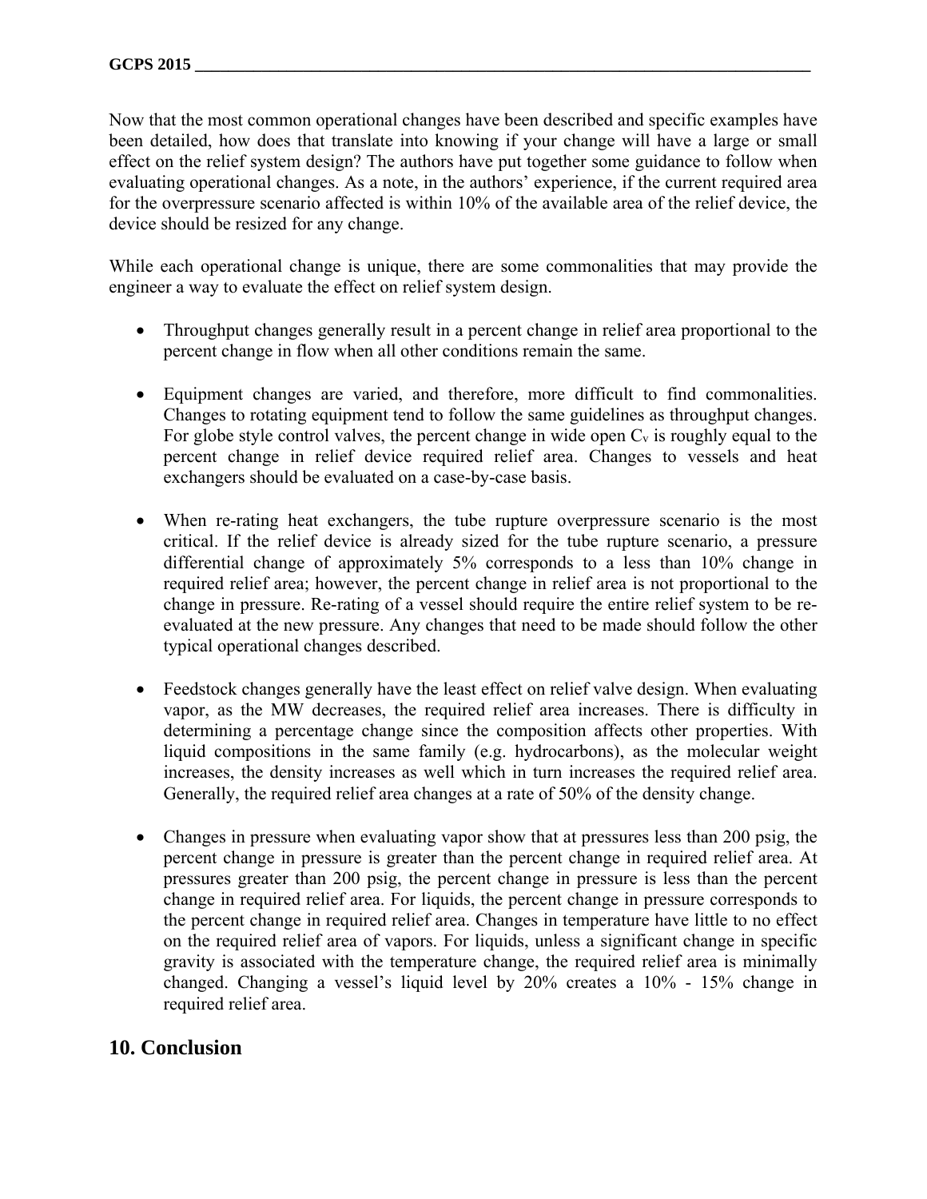Now that the most common operational changes have been described and specific examples have been detailed, how does that translate into knowing if your change will have a large or small effect on the relief system design? The authors have put together some guidance to follow when evaluating operational changes. As a note, in the authors' experience, if the current required area for the overpressure scenario affected is within 10% of the available area of the relief device, the device should be resized for any change.

While each operational change is unique, there are some commonalities that may provide the engineer a way to evaluate the effect on relief system design.

- Throughput changes generally result in a percent change in relief area proportional to the percent change in flow when all other conditions remain the same.

- Equipment changes are varied, and therefore, more difficult to find commonalities. Changes to rotating equipment tend to follow the same guidelines as throughput changes. For globe style control valves, the percent change in wide open $C_v$ is roughly equal to the percent change in relief device required relief area. Changes to vessels and heat exchangers should be evaluated on a case-by-case basis.

- When re-rating heat exchangers, the tube rupture overpressure scenario is the most critical. If the relief device is already sized for the tube rupture scenario, a pressure differential change of approximately 5% corresponds to a less than 10% change in required relief area; however, the percent change in relief area is not proportional to the change in pressure. Re-rating of a vessel should require the entire relief system to be re-evaluated at the new pressure. Any changes that need to be made should follow the other typical operational changes described.

- Feedstock changes generally have the least effect on relief valve design. When evaluating vapor, as the MW decreases, the required relief area increases. There is difficulty in determining a percentage change since the composition affects other properties. With liquid compositions in the same family (e.g. hydrocarbons), as the molecular weight increases, the density increases as well which in turn increases the required relief area. Generally, the required relief area changes at a rate of 50% of the density change.

- Changes in pressure when evaluating vapor show that at pressures less than 200 psig, the percent change in pressure is greater than the percent change in required relief area. At pressures greater than 200 psig, the percent change in pressure is less than the percent change in required relief area. For liquids, the percent change in pressure corresponds to the percent change in required relief area. Changes in temperature have little to no effect on the required relief area of vapors. For liquids, unless a significant change in specific gravity is associated with the temperature change, the required relief area is minimally changed. Changing a vessel's liquid level by 20% creates a 10% - 15% change in required relief area.

## 10. Conclusion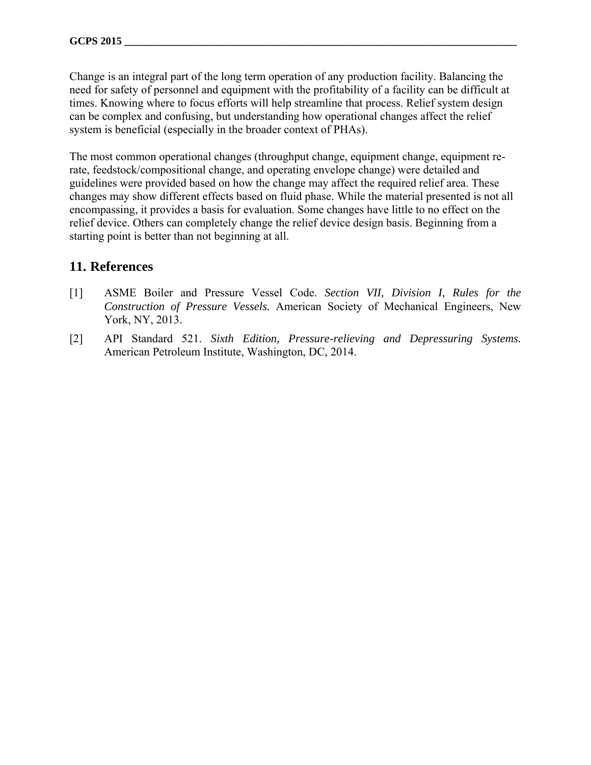Change is an integral part of the long term operation of any production facility. Balancing the need for safety of personnel and equipment with the profitability of a facility can be difficult at times. Knowing where to focus efforts will help streamline that process. Relief system design can be complex and confusing, but understanding how operational changes affect the relief system is beneficial (especially in the broader context of PHAs).

The most common operational changes (throughput change, equipment change, equipment re-rate, feedstock/compositional change, and operating envelope change) were detailed and guidelines were provided based on how the change may affect the required relief area. These changes may show different effects based on fluid phase. While the material presented is not all encompassing, it provides a basis for evaluation. Some changes have little to no effect on the relief device. Others can completely change the relief device design basis. Beginning from a starting point is better than not beginning at all.

## 11. References

[1] ASME Boiler and Pressure Vessel Code. *Section VII, Division I, Rules for the Construction of Pressure Vessels.* American Society of Mechanical Engineers, New York, NY, 2013.

[2] API Standard 521. *Sixth Edition, Pressure-relieving and Depressuring Systems.* American Petroleum Institute, Washington, DC, 2014.